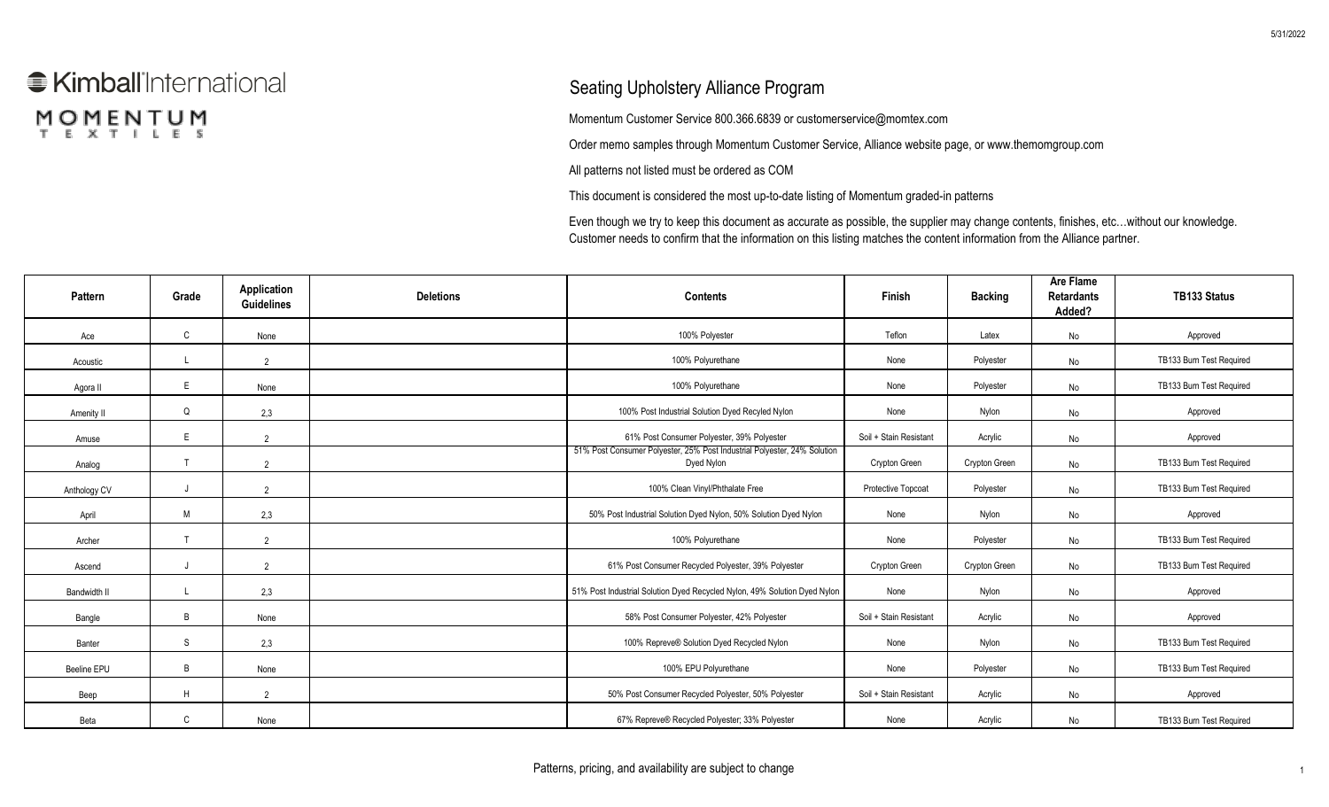Kimball International

MOMENTUM TEXTILES

# Seating Upholstery Alliance Program

Momentum Customer Service 800.366.6839 or customerservice@momtex.com

Order memo samples through Momentum Customer Service, Alliance website page, or www.themomgroup.com

All patterns not listed must be ordered as COM

This document is considered the most up-to-date listing of Momentum graded-in patterns

Even though we try to keep this document as accurate as possible, the supplier may change contents, finishes, etc…without our knowledge. Customer needs to confirm that the information on this listing matches the content information from the Alliance partner.

| Pattern | Grade | Application Guidelines | Deletions | Contents | Finish | Backing | Are Flame Retardants Added? | TB133 Status |
|---|---|---|---|---|---|---|---|---|
| Ace | C | None | | 100% Polyester | Teflon | Latex | No | Approved |
| Acoustic | L | 2 | | 100% Polyurethane | None | Polyester | No | TB133 Burn Test Required |
| Agora II | E | None | | 100% Polyurethane | None | Polyester | No | TB133 Burn Test Required |
| Amenity II | Q | 2,3 | | 100% Post Industrial Solution Dyed Recyled Nylon | None | Nylon | No | Approved |
| Amuse | E | 2 | | 61% Post Consumer Polyester, 39% Polyester | Soil + Stain Resistant | Acrylic | No | Approved |
| Analog | T | 2 | | 51% Post Consumer Polyester, 25% Post Industrial Polyester, 24% Solution Dyed Nylon | Crypton Green | Crypton Green | No | TB133 Burn Test Required |
| Anthology CV | J | 2 | | 100% Clean Vinyl/Phthalate Free | Protective Topcoat | Polyester | No | TB133 Burn Test Required |
| April | M | 2,3 | | 50% Post Industrial Solution Dyed Nylon, 50% Solution Dyed Nylon | None | Nylon | No | Approved |
| Archer | T | 2 | | 100% Polyurethane | None | Polyester | No | TB133 Burn Test Required |
| Ascend | J | 2 | | 61% Post Consumer Recycled Polyester, 39% Polyester | Crypton Green | Crypton Green | No | TB133 Burn Test Required |
| Bandwidth II | L | 2,3 | | 51% Post Industrial Solution Dyed Recycled Nylon, 49% Solution Dyed Nylon | None | Nylon | No | Approved |
| Bangle | B | None | | 58% Post Consumer Polyester, 42% Polyester | Soil + Stain Resistant | Acrylic | No | Approved |
| Banter | S | 2,3 | | 100% Repreve® Solution Dyed Recycled Nylon | None | Nylon | No | TB133 Burn Test Required |
| Beeline EPU | B | None | | 100% EPU Polyurethane | None | Polyester | No | TB133 Burn Test Required |
| Beep | H | 2 | | 50% Post Consumer Recycled Polyester, 50% Polyester | Soil + Stain Resistant | Acrylic | No | Approved |
| Beta | C | None | | 67% Repreve® Recycled Polyester; 33% Polyester | None | Acrylic | No | TB133 Burn Test Required |

Patterns, pricing, and availability are subject to change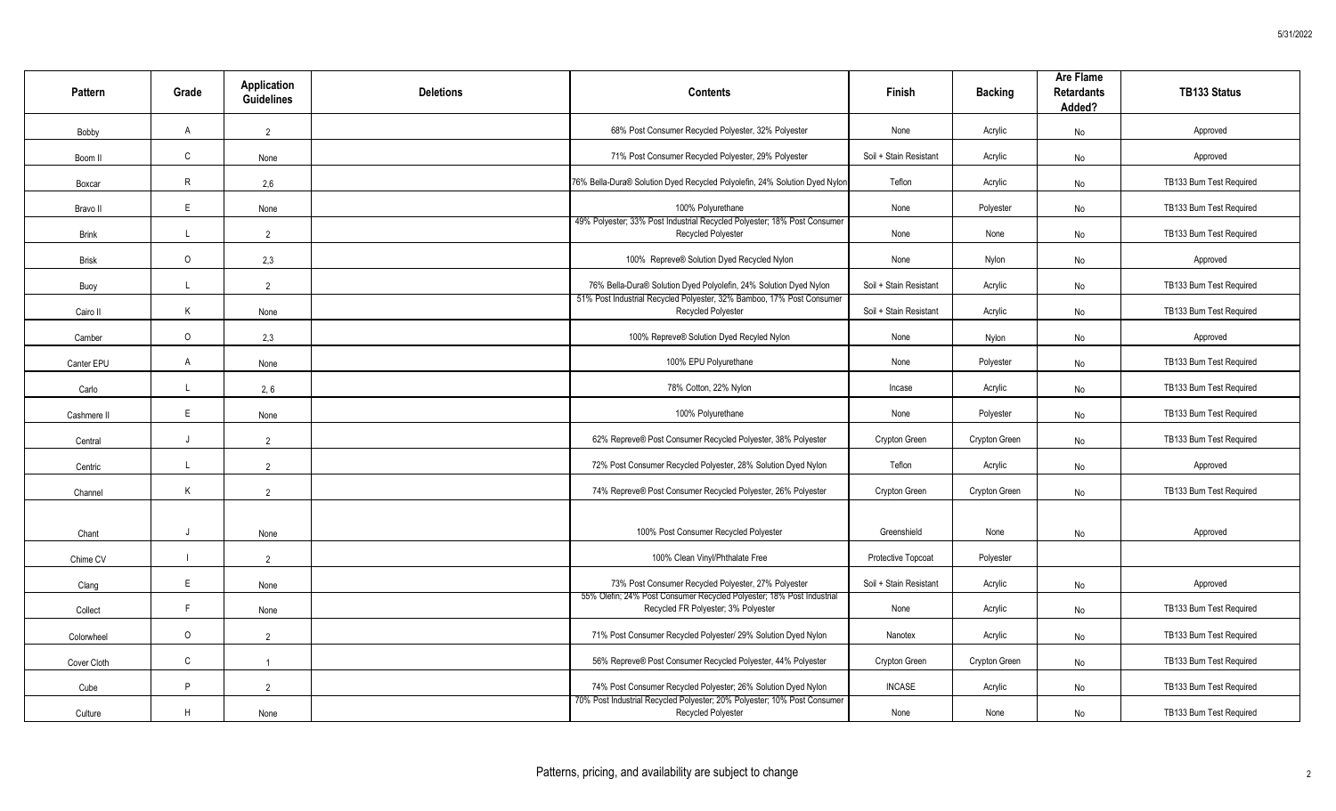| Pattern | Grade | Application Guidelines | Deletions | Contents | Finish | Backing | Are Flame Retardants Added? | TB133 Status |
|---|---|---|---|---|---|---|---|---|
| Bobby | A | 2 | | 68% Post Consumer Recycled Polyester, 32% Polyester | None | Acrylic | No | Approved |
| Boom II | C | None | | 71% Post Consumer Recycled Polyester, 29% Polyester | Soil + Stain Resistant | Acrylic | No | Approved |
| Boxcar | R | 2,6 | | 76% Bella-Dura® Solution Dyed Recycled Polyolefin, 24% Solution Dyed Nylon | Teflon | Acrylic | No | TB133 Burn Test Required |
| Bravo II | E | None | | 100% Polyurethane | None | Polyester | No | TB133 Burn Test Required |
| Brink | L | 2 | | 49% Polyester; 33% Post Industrial Recycled Polyester; 18% Post Consumer Recycled Polyester | None | None | No | TB133 Burn Test Required |
| Brisk | O | 2,3 | | 100% Repreve® Solution Dyed Recycled Nylon | None | Nylon | No | Approved |
| Buoy | L | 2 | | 76% Bella-Dura® Solution Dyed Polyolefin, 24% Solution Dyed Nylon | Soil + Stain Resistant | Acrylic | No | TB133 Burn Test Required |
| Cairo II | K | None | | 51% Post Industrial Recycled Polyester, 32% Bamboo, 17% Post Consumer Recycled Polyester | Soil + Stain Resistant | Acrylic | No | TB133 Burn Test Required |
| Camber | O | 2,3 | | 100% Repreve® Solution Dyed Recyled Nylon | None | Nylon | No | Approved |
| Canter EPU | A | None | | 100% EPU Polyurethane | None | Polyester | No | TB133 Burn Test Required |
| Carlo | L | 2, 6 | | 78% Cotton, 22% Nylon | Incase | Acrylic | No | TB133 Burn Test Required |
| Cashmere II | E | None | | 100% Polyurethane | None | Polyester | No | TB133 Burn Test Required |
| Central | J | 2 | | 62% Repreve® Post Consumer Recycled Polyester, 38% Polyester | Crypton Green | Crypton Green | No | TB133 Burn Test Required |
| Centric | L | 2 | | 72% Post Consumer Recycled Polyester, 28% Solution Dyed Nylon | Teflon | Acrylic | No | Approved |
| Channel | K | 2 | | 74% Repreve® Post Consumer Recycled Polyester, 26% Polyester | Crypton Green | Crypton Green | No | TB133 Burn Test Required |
| Chant | J | None | | 100% Post Consumer Recycled Polyester | Greenshield | None | No | Approved |
| Chime CV | I | 2 | | 100% Clean Vinyl/Phthalate Free | Protective Topcoat | Polyester | | |
| Clang | E | None | | 73% Post Consumer Recycled Polyester, 27% Polyester | Soil + Stain Resistant | Acrylic | No | Approved |
| Collect | F | None | | 55% Olefin; 24% Post Consumer Recycled Polyester; 18% Post Industrial Recycled FR Polyester; 3% Polyester | None | Acrylic | No | TB133 Burn Test Required |
| Colorwheel | O | 2 | | 71% Post Consumer Recycled Polyester/ 29% Solution Dyed Nylon | Nanotex | Acrylic | No | TB133 Burn Test Required |
| Cover Cloth | C | 1 | | 56% Repreve® Post Consumer Recycled Polyester, 44% Polyester | Crypton Green | Crypton Green | No | TB133 Burn Test Required |
| Cube | P | 2 | | 74% Post Consumer Recycled Polyester; 26% Solution Dyed Nylon | INCASE | Acrylic | No | TB133 Burn Test Required |
| Culture | H | None | | 70% Post Industrial Recycled Polyester; 20% Polyester; 10% Post Consumer Recycled Polyester | None | None | No | TB133 Burn Test Required |

Patterns, pricing, and availability are subject to change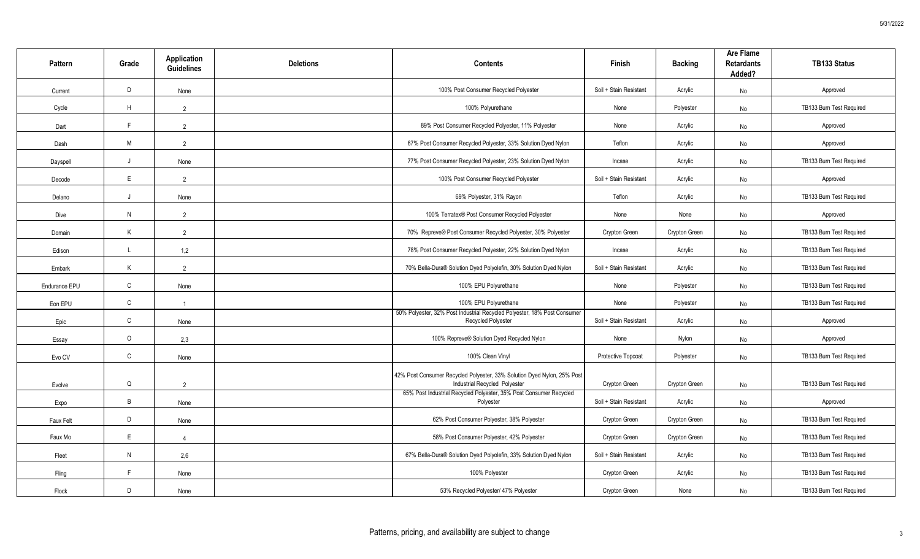| Pattern | Grade | Application Guidelines | Deletions | Contents | Finish | Backing | Are Flame Retardants Added? | TB133 Status |
|---|---|---|---|---|---|---|---|---|
| Current | D | None | | 100% Post Consumer Recycled Polyester | Soil + Stain Resistant | Acrylic | No | Approved |
| Cycle | H | 2 | | 100% Polyurethane | None | Polyester | No | TB133 Burn Test Required |
| Dart | F | 2 | | 89% Post Consumer Recycled Polyester, 11% Polyester | None | Acrylic | No | Approved |
| Dash | M | 2 | | 67% Post Consumer Recycled Polyester, 33% Solution Dyed Nylon | Teflon | Acrylic | No | Approved |
| Dayspell | J | None | | 77% Post Consumer Recycled Polyester, 23% Solution Dyed Nylon | Incase | Acrylic | No | TB133 Burn Test Required |
| Decode | E | 2 | | 100% Post Consumer Recycled Polyester | Soil + Stain Resistant | Acrylic | No | Approved |
| Delano | J | None | | 69% Polyester, 31% Rayon | Teflon | Acrylic | No | TB133 Burn Test Required |
| Dive | N | 2 | | 100% Terratex® Post Consumer Recycled Polyester | None | None | No | Approved |
| Domain | K | 2 | | 70% Repreve® Post Consumer Recycled Polyester, 30% Polyester | Crypton Green | Crypton Green | No | TB133 Burn Test Required |
| Edison | L | 1,2 | | 78% Post Consumer Recycled Polyester, 22% Solution Dyed Nylon | Incase | Acrylic | No | TB133 Burn Test Required |
| Embark | K | 2 | | 70% Bella-Dura® Solution Dyed Polyolefin, 30% Solution Dyed Nylon | Soil + Stain Resistant | Acrylic | No | TB133 Burn Test Required |
| Endurance EPU | C | None | | 100% EPU Polyurethane | None | Polyester | No | TB133 Burn Test Required |
| Eon EPU | C | 1 | | 100% EPU Polyurethane | None | Polyester | No | TB133 Burn Test Required |
| Epic | C | None | | 50% Polyester, 32% Post Industrial Recycled Polyester, 18% Post Consumer Recycled Polyester | Soil + Stain Resistant | Acrylic | No | Approved |
| Essay | O | 2,3 | | 100% Repreve® Solution Dyed Recycled Nylon | None | Nylon | No | Approved |
| Evo CV | C | None | | 100% Clean Vinyl | Protective Topcoat | Polyester | No | TB133 Burn Test Required |
| Evolve | Q | 2 | | 42% Post Consumer Recycled Polyester, 33% Solution Dyed Nylon, 25% Post Industrial Recycled Polyester | Crypton Green | Crypton Green | No | TB133 Burn Test Required |
| Expo | B | None | | 65% Post Industrial Recycled Polyester, 35% Post Consumer Recycled Polyester | Soil + Stain Resistant | Acrylic | No | Approved |
| Faux Felt | D | None | | 62% Post Consumer Polyester, 38% Polyester | Crypton Green | Crypton Green | No | TB133 Burn Test Required |
| Faux Mo | E | 4 | | 58% Post Consumer Polyester, 42% Polyester | Crypton Green | Crypton Green | No | TB133 Burn Test Required |
| Fleet | N | 2,6 | | 67% Bella-Dura® Solution Dyed Polyolefin, 33% Solution Dyed Nylon | Soil + Stain Resistant | Acrylic | No | TB133 Burn Test Required |
| Fling | F | None | | 100% Polyester | Crypton Green | Acrylic | No | TB133 Burn Test Required |
| Flock | D | None | | 53% Recycled Polyester/ 47% Polyester | Crypton Green | None | No | TB133 Burn Test Required |

Patterns, pricing, and availability are subject to change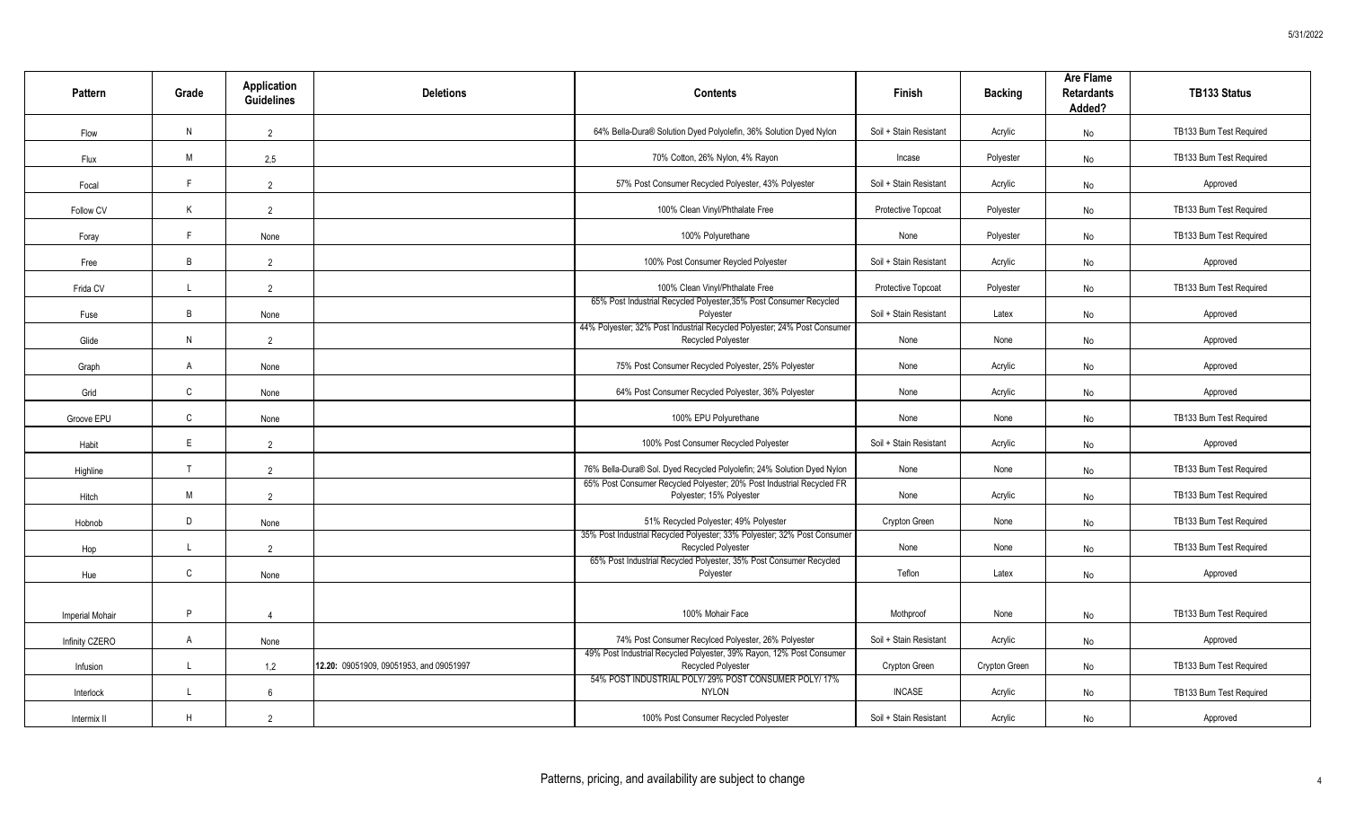| Pattern | Grade | Application Guidelines | Deletions | Contents | Finish | Backing | Are Flame Retardants Added? | TB133 Status |
|---|---|---|---|---|---|---|---|---|
| Flow | N | 2 | | 64% Bella-Dura® Solution Dyed Polyolefin, 36% Solution Dyed Nylon | Soil + Stain Resistant | Acrylic | No | TB133 Burn Test Required |
| Flux | M | 2,5 | | 70% Cotton, 26% Nylon, 4% Rayon | Incase | Polyester | No | TB133 Burn Test Required |
| Focal | F | 2 | | 57% Post Consumer Recycled Polyester, 43% Polyester | Soil + Stain Resistant | Acrylic | No | Approved |
| Follow CV | K | 2 | | 100% Clean Vinyl/Phthalate Free | Protective Topcoat | Polyester | No | TB133 Burn Test Required |
| Foray | F | None | | 100% Polyurethane | None | Polyester | No | TB133 Burn Test Required |
| Free | B | 2 | | 100% Post Consumer Reycled Polyester | Soil + Stain Resistant | Acrylic | No | Approved |
| Frida CV | L | 2 | | 100% Clean Vinyl/Phthalate Free | Protective Topcoat | Polyester | No | TB133 Burn Test Required |
| Fuse | B | None | | 65% Post Industrial Recycled Polyester,35% Post Consumer Recycled Polyester | Soil + Stain Resistant | Latex | No | Approved |
| Glide | N | 2 | | 44% Polyester; 32% Post Industrial Recycled Polyester; 24% Post Consumer Recycled Polyester | None | None | No | Approved |
| Graph | A | None | | 75% Post Consumer Recycled Polyester, 25% Polyester | None | Acrylic | No | Approved |
| Grid | C | None | | 64% Post Consumer Recycled Polyester, 36% Polyester | None | Acrylic | No | Approved |
| Groove EPU | C | None | | 100% EPU Polyurethane | None | None | No | TB133 Burn Test Required |
| Habit | E | 2 | | 100% Post Consumer Recycled Polyester | Soil + Stain Resistant | Acrylic | No | Approved |
| Highline | T | 2 | | 76% Bella-Dura® Sol. Dyed Recycled Polyolefin; 24% Solution Dyed Nylon | None | None | No | TB133 Burn Test Required |
| Hitch | M | 2 | | 65% Post Consumer Recycled Polyester; 20% Post Industrial Recycled FR Polyester; 15% Polyester | None | Acrylic | No | TB133 Burn Test Required |
| Hobnob | D | None | | 51% Recycled Polyester; 49% Polyester | Crypton Green | None | No | TB133 Burn Test Required |
| Hop | L | 2 | | 35% Post Industrial Recycled Polyester; 33% Polyester; 32% Post Consumer Recycled Polyester | None | None | No | TB133 Burn Test Required |
| Hue | C | None | | 65% Post Industrial Recycled Polyester, 35% Post Consumer Recycled Polyester | Teflon | Latex | No | Approved |
| Imperial Mohair | P | 4 | | 100% Mohair Face | Mothproof | None | No | TB133 Burn Test Required |
| Infinity CZERO | A | None | | 74% Post Consumer Recylced Polyester, 26% Polyester | Soil + Stain Resistant | Acrylic | No | Approved |
| Infusion | L | 1,2 | **12.20:** 09051909, 09051953, and 09051997 | 49% Post Industrial Recycled Polyester, 39% Rayon, 12% Post Consumer Recycled Polyester | Crypton Green | Crypton Green | No | TB133 Burn Test Required |
| Interlock | L | 6 | | 54% POST INDUSTRIAL POLY/ 29% POST CONSUMER POLY/ 17% NYLON | INCASE | Acrylic | No | TB133 Burn Test Required |
| Intermix II | H | 2 | | 100% Post Consumer Recycled Polyester | Soil + Stain Resistant | Acrylic | No | Approved |

Patterns, pricing, and availability are subject to change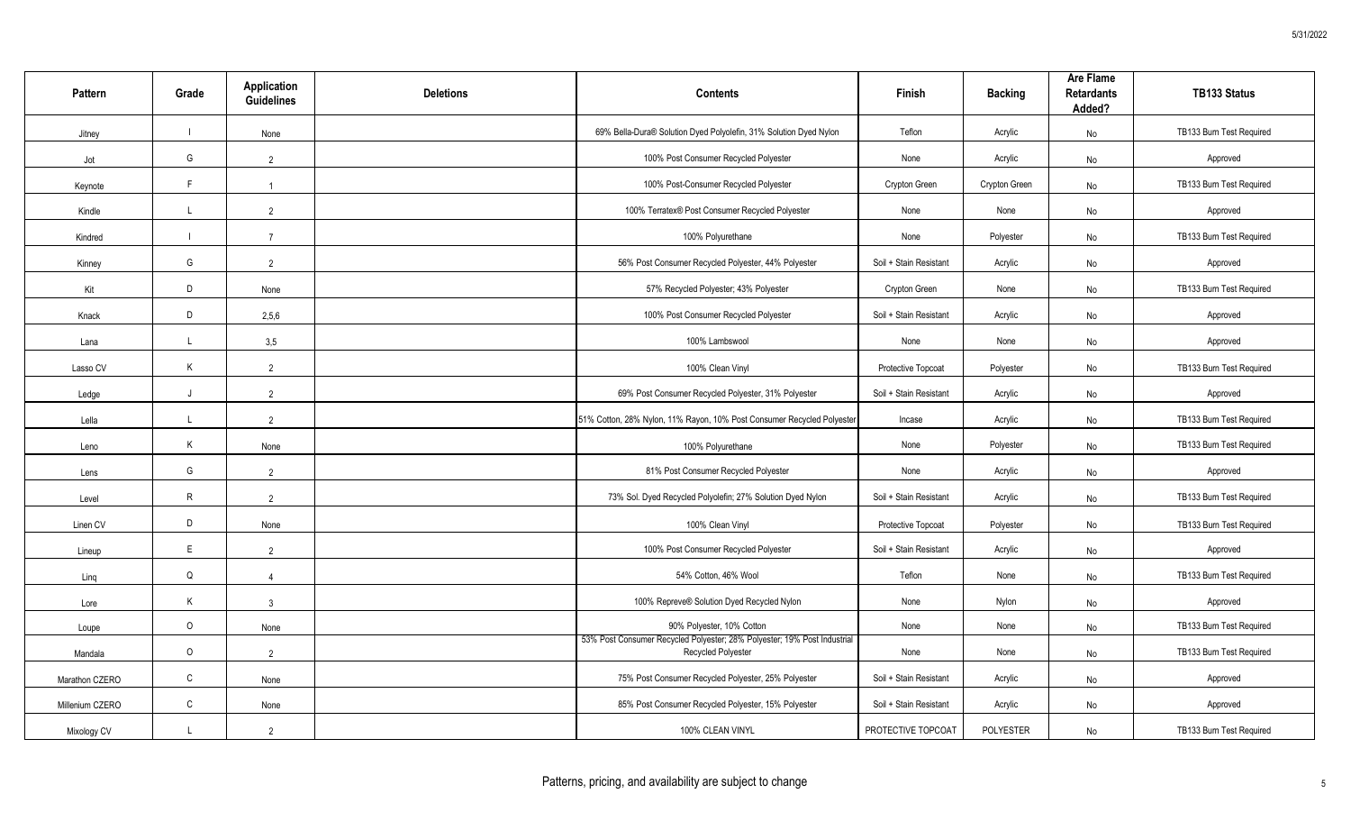| Pattern | Grade | Application Guidelines | Deletions | Contents | Finish | Backing | Are Flame Retardants Added? | TB133 Status |
|---|---|---|---|---|---|---|---|---|
| Jitney | I | None | | 69% Bella-Dura® Solution Dyed Polyolefin, 31% Solution Dyed Nylon | Teflon | Acrylic | No | TB133 Burn Test Required |
| Jot | G | 2 | | 100% Post Consumer Recycled Polyester | None | Acrylic | No | Approved |
| Keynote | F | 1 | | 100% Post-Consumer Recycled Polyester | Crypton Green | Crypton Green | No | TB133 Burn Test Required |
| Kindle | L | 2 | | 100% Terratex® Post Consumer Recycled Polyester | None | None | No | Approved |
| Kindred | I | 7 | | 100% Polyurethane | None | Polyester | No | TB133 Burn Test Required |
| Kinney | G | 2 | | 56% Post Consumer Recycled Polyester, 44% Polyester | Soil + Stain Resistant | Acrylic | No | Approved |
| Kit | D | None | | 57% Recycled Polyester; 43% Polyester | Crypton Green | None | No | TB133 Burn Test Required |
| Knack | D | 2,5,6 | | 100% Post Consumer Recycled Polyester | Soil + Stain Resistant | Acrylic | No | Approved |
| Lana | L | 3,5 | | 100% Lambswool | None | None | No | Approved |
| Lasso CV | K | 2 | | 100% Clean Vinyl | Protective Topcoat | Polyester | No | TB133 Burn Test Required |
| Ledge | J | 2 | | 69% Post Consumer Recycled Polyester, 31% Polyester | Soil + Stain Resistant | Acrylic | No | Approved |
| Lella | L | 2 | | 51% Cotton, 28% Nylon, 11% Rayon, 10% Post Consumer Recycled Polyester | Incase | Acrylic | No | TB133 Burn Test Required |
| Leno | K | None | | 100% Polyurethane | None | Polyester | No | TB133 Burn Test Required |
| Lens | G | 2 | | 81% Post Consumer Recycled Polyester | None | Acrylic | No | Approved |
| Level | R | 2 | | 73% Sol. Dyed Recycled Polyolefin; 27% Solution Dyed Nylon | Soil + Stain Resistant | Acrylic | No | TB133 Burn Test Required |
| Linen CV | D | None | | 100% Clean Vinyl | Protective Topcoat | Polyester | No | TB133 Burn Test Required |
| Lineup | E | 2 | | 100% Post Consumer Recycled Polyester | Soil + Stain Resistant | Acrylic | No | Approved |
| Linq | Q | 4 | | 54% Cotton, 46% Wool | Teflon | None | No | TB133 Burn Test Required |
| Lore | K | 3 | | 100% Repreve® Solution Dyed Recycled Nylon | None | Nylon | No | Approved |
| Loupe | O | None | | 90% Polyester, 10% Cotton | None | None | No | TB133 Burn Test Required |
| Mandala | O | 2 | | 53% Post Consumer Recycled Polyester; 28% Polyester; 19% Post Industrial Recycled Polyester | None | None | No | TB133 Burn Test Required |
| Marathon CZERO | C | None | | 75% Post Consumer Recycled Polyester, 25% Polyester | Soil + Stain Resistant | Acrylic | No | Approved |
| Millenium CZERO | C | None | | 85% Post Consumer Recycled Polyester, 15% Polyester | Soil + Stain Resistant | Acrylic | No | Approved |
| Mixology CV | L | 2 | | 100% CLEAN VINYL | PROTECTIVE TOPCOAT | POLYESTER | No | TB133 Burn Test Required |

Patterns, pricing, and availability are subject to change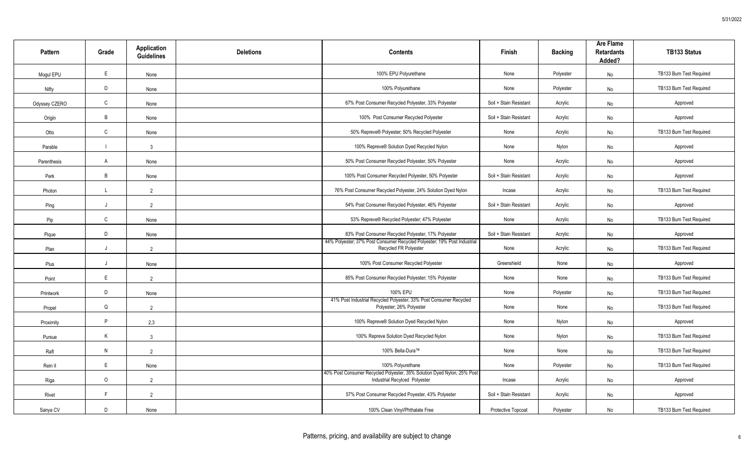| Pattern | Grade | Application Guidelines | Deletions | Contents | Finish | Backing | Are Flame Retardants Added? | TB133 Status |
|---|---|---|---|---|---|---|---|---|
| Mogul EPU | E | None | | 100% EPU Polyurethane | None | Polyester | No | TB133 Burn Test Required |
| Nifty | D | None | | 100% Polyurethane | None | Polyester | No | TB133 Burn Test Required |
| Odyssey CZERO | C | None | | 67% Post Consumer Recycled Polyester, 33% Polyester | Soil + Stain Resistant | Acrylic | No | Approved |
| Origin | B | None | | 100% Post Consumer Recycled Polyester | Soil + Stain Resistant | Acrylic | No | Approved |
| Otto | C | None | | 50% Repreve® Polyester; 50% Recycled Polyester | None | Acrylic | No | TB133 Burn Test Required |
| Parable | I | 3 | | 100% Repreve® Solution Dyed Recycled Nylon | None | Nylon | No | Approved |
| Parenthesis | A | None | | 50% Post Consumer Recycled Polyester, 50% Polyester | None | Acrylic | No | Approved |
| Perk | B | None | | 100% Post Consumer Recycled Polyester, 50% Polyester | Soil + Stain Resistant | Acrylic | No | Approved |
| Photon | L | 2 | | 76% Post Consumer Recycled Polyester, 24% Solution Dyed Nylon | Incase | Acrylic | No | TB133 Burn Test Required |
| Ping | J | 2 | | 54% Post Consumer Recycled Polyester, 46% Polyester | Soil + Stain Resistant | Acrylic | No | Approved |
| Pip | C | None | | 53% Repreve® Recycled Polyester; 47% Polyester | None | Acrylic | No | TB133 Burn Test Required |
| Pique | D | None | | 83% Post Consumer Recycled Polyester, 17% Polyester | Soil + Stain Resistant | Acrylic | No | Approved |
| Plan | J | 2 | | 44% Polyester; 37% Post Consumer Recycled Polyester; 19% Post Industrial Recycled FR Polyester | None | Acrylic | No | TB133 Burn Test Required |
| Plus | J | None | | 100% Post Consumer Recycled Polyester | Greenshield | None | No | Approved |
| Point | E | 2 | | 85% Post Consumer Recycled Polyester; 15% Polyester | None | None | No | TB133 Burn Test Required |
| Printwork | D | None | | 100% EPU | None | Polyester | No | TB133 Burn Test Required |
| Propel | Q | 2 | | 41% Post Industrial Recycled Polyester; 33% Post Consumer Recycled Polyester; 26% Polyester | None | None | No | TB133 Burn Test Required |
| Proximity | P | 2,3 | | 100% Repreve® Solution Dyed Recycled Nylon | None | Nylon | No | Approved |
| Pursue | K | 3 | | 100% Repreve Solution Dyed Recycled Nylon | None | Nylon | No | TB133 Burn Test Required |
| Raft | N | 2 | | 100% Bella-Dura™ | None | None | No | TB133 Burn Test Required |
| Rein II | E | None | | 100% Polyurethane | None | Polyester | No | TB133 Burn Test Required |
| Riga | O | 2 | | 40% Post Consumer Recycled Polyester, 35% Solution Dyed Nylon, 25% Post Industrial Recylced Polyester | Incase | Acrylic | No | Approved |
| Rivet | F | 2 | | 57% Post Consumer Recycled Poyester, 43% Polyester | Soil + Stain Resistant | Acrylic | No | Approved |
| Sanya CV | D | None | | 100% Clean Vinyl/Phthalate Free | Protective Topcoat | Polyester | No | TB133 Burn Test Required |

Patterns, pricing, and availability are subject to change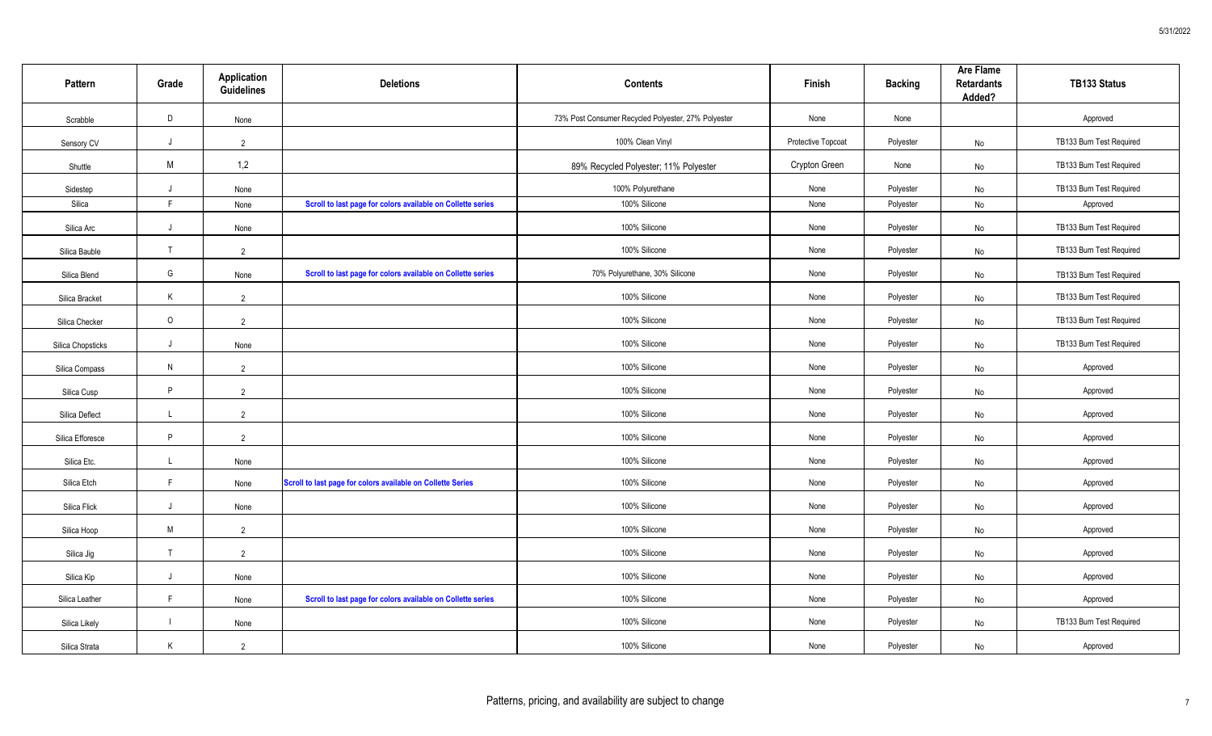| Pattern | Grade | Application Guidelines | Deletions | Contents | Finish | Backing | Are Flame Retardants Added? | TB133 Status |
|---|---|---|---|---|---|---|---|---|
| Scrabble | D | None | | 73% Post Consumer Recycled Polyester, 27% Polyester | None | None | | Approved |
| Sensory CV | J | 2 | | 100% Clean Vinyl | Protective Topcoat | Polyester | No | TB133 Burn Test Required |
| Shuttle | M | 1,2 | | 89% Recycled Polyester; 11% Polyester | Crypton Green | None | No | TB133 Burn Test Required |
| Sidestep | J | None | | 100% Polyurethane | None | Polyester | No | TB133 Burn Test Required |
| Silica | F | None | **Scroll to last page for colors available on Collette series** | 100% Silicone | None | Polyester | No | Approved |
| Silica Arc | J | None | | 100% Silicone | None | Polyester | No | TB133 Burn Test Required |
| Silica Bauble | T | 2 | | 100% Silicone | None | Polyester | No | TB133 Burn Test Required |
| Silica Blend | G | None | **Scroll to last page for colors available on Collette series** | 70% Polyurethane, 30% Silicone | None | Polyester | No | TB133 Burn Test Required |
| Silica Bracket | K | 2 | | 100% Silicone | None | Polyester | No | TB133 Burn Test Required |
| Silica Checker | O | 2 | | 100% Silicone | None | Polyester | No | TB133 Burn Test Required |
| Silica Chopsticks | J | None | | 100% Silicone | None | Polyester | No | TB133 Burn Test Required |
| Silica Compass | N | 2 | | 100% Silicone | None | Polyester | No | Approved |
| Silica Cusp | P | 2 | | 100% Silicone | None | Polyester | No | Approved |
| Silica Deflect | L | 2 | | 100% Silicone | None | Polyester | No | Approved |
| Silica Effloresce | P | 2 | | 100% Silicone | None | Polyester | No | Approved |
| Silica Etc. | L | None | | 100% Silicone | None | Polyester | No | Approved |
| Silica Etch | F | None | **Scroll to last page for colors available on Collette Series** | 100% Silicone | None | Polyester | No | Approved |
| Silica Flick | J | None | | 100% Silicone | None | Polyester | No | Approved |
| Silica Hoop | M | 2 | | 100% Silicone | None | Polyester | No | Approved |
| Silica Jig | T | 2 | | 100% Silicone | None | Polyester | No | Approved |
| Silica Kip | J | None | | 100% Silicone | None | Polyester | No | Approved |
| Silica Leather | F | None | **Scroll to last page for colors available on Collette series** | 100% Silicone | None | Polyester | No | Approved |
| Silica Likely | I | None | | 100% Silicone | None | Polyester | No | TB133 Burn Test Required |
| Silica Strata | K | 2 | | 100% Silicone | None | Polyester | No | Approved |

Patterns, pricing, and availability are subject to change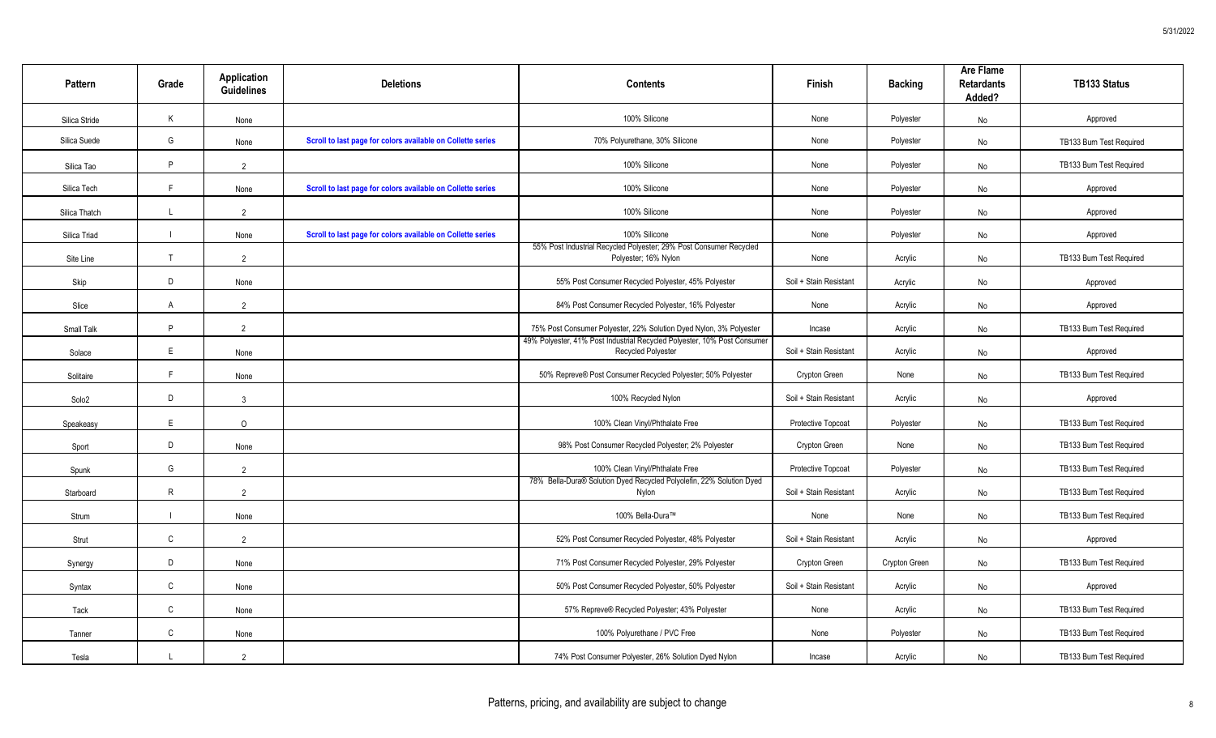| Pattern | Grade | Application Guidelines | Deletions | Contents | Finish | Backing | Are Flame Retardants Added? | TB133 Status |
|---|---|---|---|---|---|---|---|---|
| Silica Stride | K | None | | 100% Silicone | None | Polyester | No | Approved |
| Silica Suede | G | None | Scroll to last page for colors available on Collette series | 70% Polyurethane, 30% Silicone | None | Polyester | No | TB133 Burn Test Required |
| Silica Tao | P | 2 | | 100% Silicone | None | Polyester | No | TB133 Burn Test Required |
| Silica Tech | F | None | Scroll to last page for colors available on Collette series | 100% Silicone | None | Polyester | No | Approved |
| Silica Thatch | L | 2 | | 100% Silicone | None | Polyester | No | Approved |
| Silica Triad | I | None | Scroll to last page for colors available on Collette series | 100% Silicone | None | Polyester | No | Approved |
| Site Line | T | 2 | | 55% Post Industrial Recycled Polyester; 29% Post Consumer Recycled Polyester; 16% Nylon | None | Acrylic | No | TB133 Burn Test Required |
| Skip | D | None | | 55% Post Consumer Recycled Polyester, 45% Polyester | Soil + Stain Resistant | Acrylic | No | Approved |
| Slice | A | 2 | | 84% Post Consumer Recycled Polyester, 16% Polyester | None | Acrylic | No | Approved |
| Small Talk | P | 2 | | 75% Post Consumer Polyester, 22% Solution Dyed Nylon, 3% Polyester | Incase | Acrylic | No | TB133 Burn Test Required |
| Solace | E | None | | 49% Polyester, 41% Post Industrial Recycled Polyester, 10% Post Consumer Recycled Polyester | Soil + Stain Resistant | Acrylic | No | Approved |
| Solitaire | F | None | | 50% Repreve® Post Consumer Recycled Polyester; 50% Polyester | Crypton Green | None | No | TB133 Burn Test Required |
| Solo2 | D | 3 | | 100% Recycled Nylon | Soil + Stain Resistant | Acrylic | No | Approved |
| Speakeasy | E | O | | 100% Clean Vinyl/Phthalate Free | Protective Topcoat | Polyester | No | TB133 Burn Test Required |
| Sport | D | None | | 98% Post Consumer Recycled Polyester; 2% Polyester | Crypton Green | None | No | TB133 Burn Test Required |
| Spunk | G | 2 | | 100% Clean Vinyl/Phthalate Free | Protective Topcoat | Polyester | No | TB133 Burn Test Required |
| Starboard | R | 2 | | 78% Bella-Dura® Solution Dyed Recycled Polyolefin, 22% Solution Dyed Nylon | Soil + Stain Resistant | Acrylic | No | TB133 Burn Test Required |
| Strum | I | None | | 100% Bella-Dura™ | None | None | No | TB133 Burn Test Required |
| Strut | C | 2 | | 52% Post Consumer Recycled Polyester, 48% Polyester | Soil + Stain Resistant | Acrylic | No | Approved |
| Synergy | D | None | | 71% Post Consumer Recycled Polyester, 29% Polyester | Crypton Green | Crypton Green | No | TB133 Burn Test Required |
| Syntax | C | None | | 50% Post Consumer Recycled Polyester, 50% Polyester | Soil + Stain Resistant | Acrylic | No | Approved |
| Tack | C | None | | 57% Repreve® Recycled Polyester; 43% Polyester | None | Acrylic | No | TB133 Burn Test Required |
| Tanner | C | None | | 100% Polyurethane / PVC Free | None | Polyester | No | TB133 Burn Test Required |
| Tesla | L | 2 | | 74% Post Consumer Polyester, 26% Solution Dyed Nylon | Incase | Acrylic | No | TB133 Burn Test Required |

Patterns, pricing, and availability are subject to change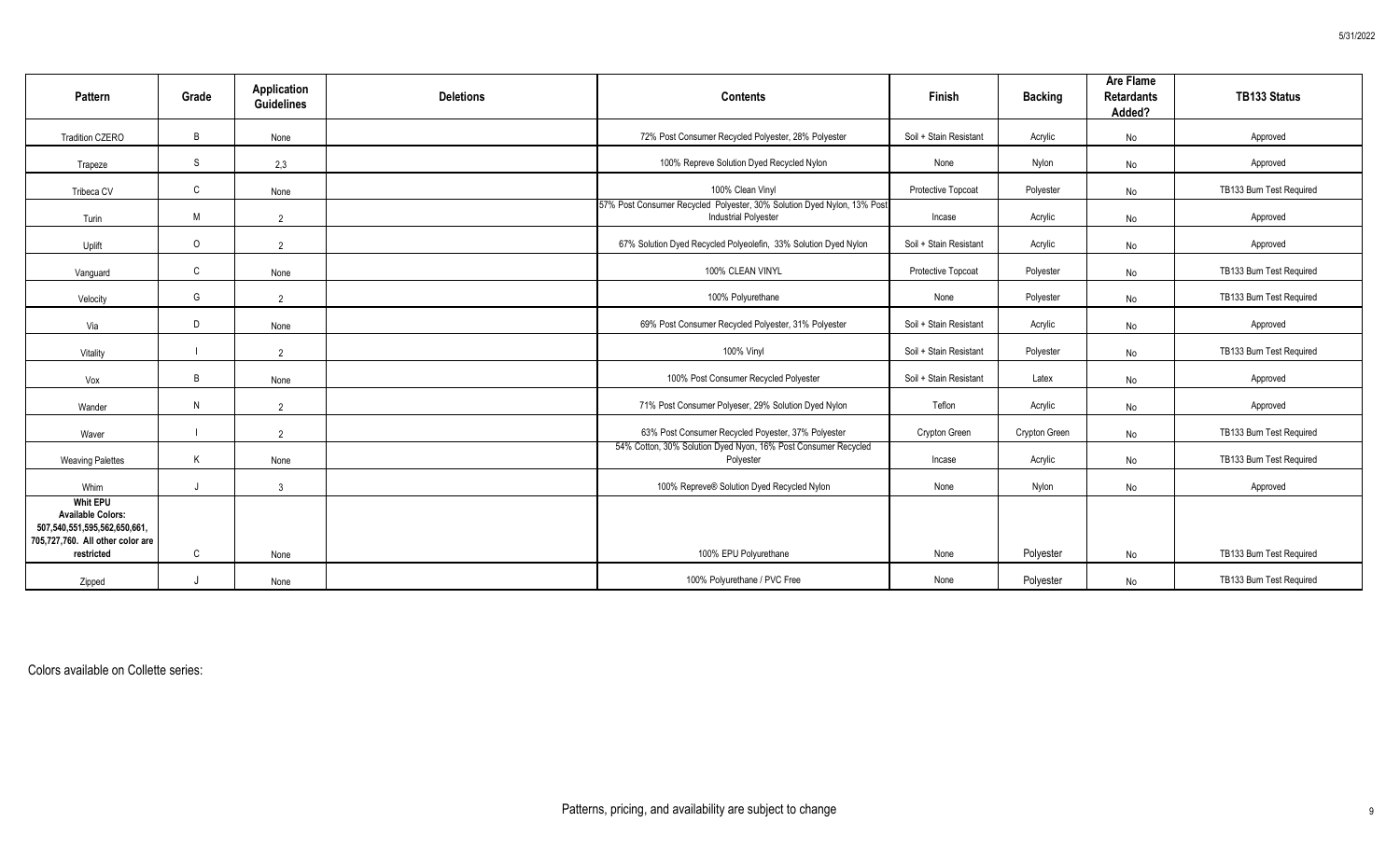| Pattern | Grade | Application Guidelines | Deletions | Contents | Finish | Backing | Are Flame Retardants Added? | TB133 Status |
|---|---|---|---|---|---|---|---|---|
| Tradition CZERO | B | None | | 72% Post Consumer Recycled Polyester, 28% Polyester | Soil + Stain Resistant | Acrylic | No | Approved |
| Trapeze | S | 2,3 | | 100% Repreve Solution Dyed Recycled Nylon | None | Nylon | No | Approved |
| Tribeca CV | C | None | | 100% Clean Vinyl | Protective Topcoat | Polyester | No | TB133 Burn Test Required |
| Turin | M | 2 | | 57% Post Consumer Recycled Polyester, 30% Solution Dyed Nylon, 13% Post Industrial Polyester | Incase | Acrylic | No | Approved |
| Uplift | O | 2 | | 67% Solution Dyed Recycled Polyeolefin, 33% Solution Dyed Nylon | Soil + Stain Resistant | Acrylic | No | Approved |
| Vanguard | C | None | | 100% CLEAN VINYL | Protective Topcoat | Polyester | No | TB133 Burn Test Required |
| Velocity | G | 2 | | 100% Polyurethane | None | Polyester | No | TB133 Burn Test Required |
| Via | D | None | | 69% Post Consumer Recycled Polyester, 31% Polyester | Soil + Stain Resistant | Acrylic | No | Approved |
| Vitality | I | 2 | | 100% Vinyl | Soil + Stain Resistant | Polyester | No | TB133 Burn Test Required |
| Vox | B | None | | 100% Post Consumer Recycled Polyester | Soil + Stain Resistant | Latex | No | Approved |
| Wander | N | 2 | | 71% Post Consumer Polyeser, 29% Solution Dyed Nylon | Teflon | Acrylic | No | Approved |
| Waver | I | 2 | | 63% Post Consumer Recycled Poyester, 37% Polyester | Crypton Green | Crypton Green | No | TB133 Burn Test Required |
| Weaving Palettes | K | None | | 54% Cotton, 30% Solution Dyed Nyon, 16% Post Consumer Recycled Polyester | Incase | Acrylic | No | TB133 Burn Test Required |
| Whim | J | 3 | | 100% Repreve® Solution Dyed Recycled Nylon | None | Nylon | No | Approved |
| **Whit EPU Available Colors: 507,540,551,595,562,650,661, 705,727,760. All other color are restricted** | C | None | | 100% EPU Polyurethane | None | Polyester | No | TB133 Burn Test Required |
| Zipped | J | None | | 100% Polyurethane / PVC Free | None | Polyester | No | TB133 Burn Test Required |

Colors available on Collette series:

Patterns, pricing, and availability are subject to change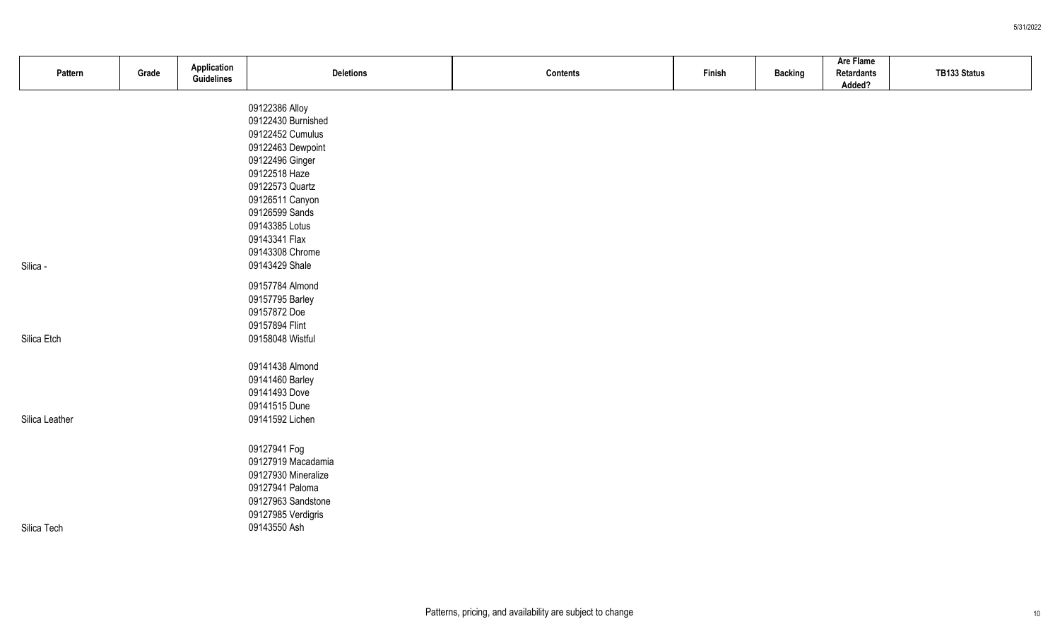| Pattern | Grade | Application Guidelines | Deletions | Contents | Finish | Backing | Are Flame Retardants Added? | TB133 Status |
|---|---|---|---|---|---|---|---|---|
| Silica - | | | 09122386 Alloy<br>09122430 Burnished<br>09122452 Cumulus<br>09122463 Dewpoint<br>09122496 Ginger<br>09122518 Haze<br>09122573 Quartz<br>09126511 Canyon<br>09126599 Sands<br>09143385 Lotus<br>09143341 Flax<br>09143308 Chrome<br>09143429 Shale | | | | | |
| Silica Etch | | | 09157784 Almond<br>09157795 Barley<br>09157872 Doe<br>09157894 Flint<br>09158048 Wistful | | | | | |
| Silica Leather | | | 09141438 Almond<br>09141460 Barley<br>09141493 Dove<br>09141515 Dune<br>09141592 Lichen | | | | | |
| Silica Tech | | | 09127941 Fog<br>09127919 Macadamia<br>09127930 Mineralize<br>09127941 Paloma<br>09127963 Sandstone<br>09127985 Verdigris<br>09143550 Ash | | | | | |

Patterns, pricing, and availability are subject to change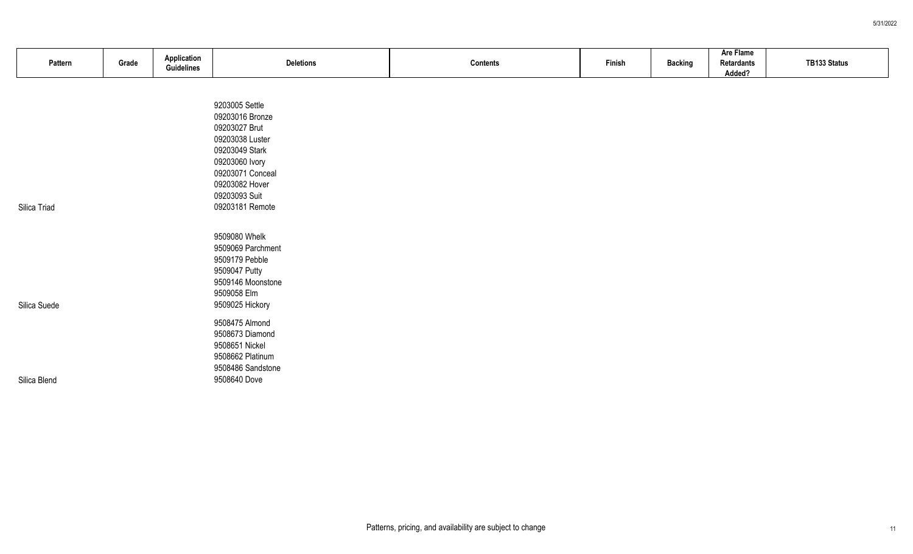| Pattern | Grade | Application Guidelines | Deletions | Contents | Finish | Backing | Are Flame Retardants Added? | TB133 Status |
|---|---|---|---|---|---|---|---|---|
| Silica Triad | | | 9203005 Settle<br>09203016 Bronze<br>09203027 Brut<br>09203038 Luster<br>09203049 Stark<br>09203060 Ivory<br>09203071 Conceal<br>09203082 Hover<br>09203093 Suit<br>09203181 Remote | | | | | |
| Silica Suede | | | 9509080 Whelk<br>9509069 Parchment<br>9509179 Pebble<br>9509047 Putty<br>9509146 Moonstone<br>9509058 Elm<br>9509025 Hickory | | | | | |
| Silica Blend | | | 9508475 Almond<br>9508673 Diamond<br>9508651 Nickel<br>9508662 Platinum<br>9508486 Sandstone<br>9508640 Dove | | | | | |

Patterns, pricing, and availability are subject to change